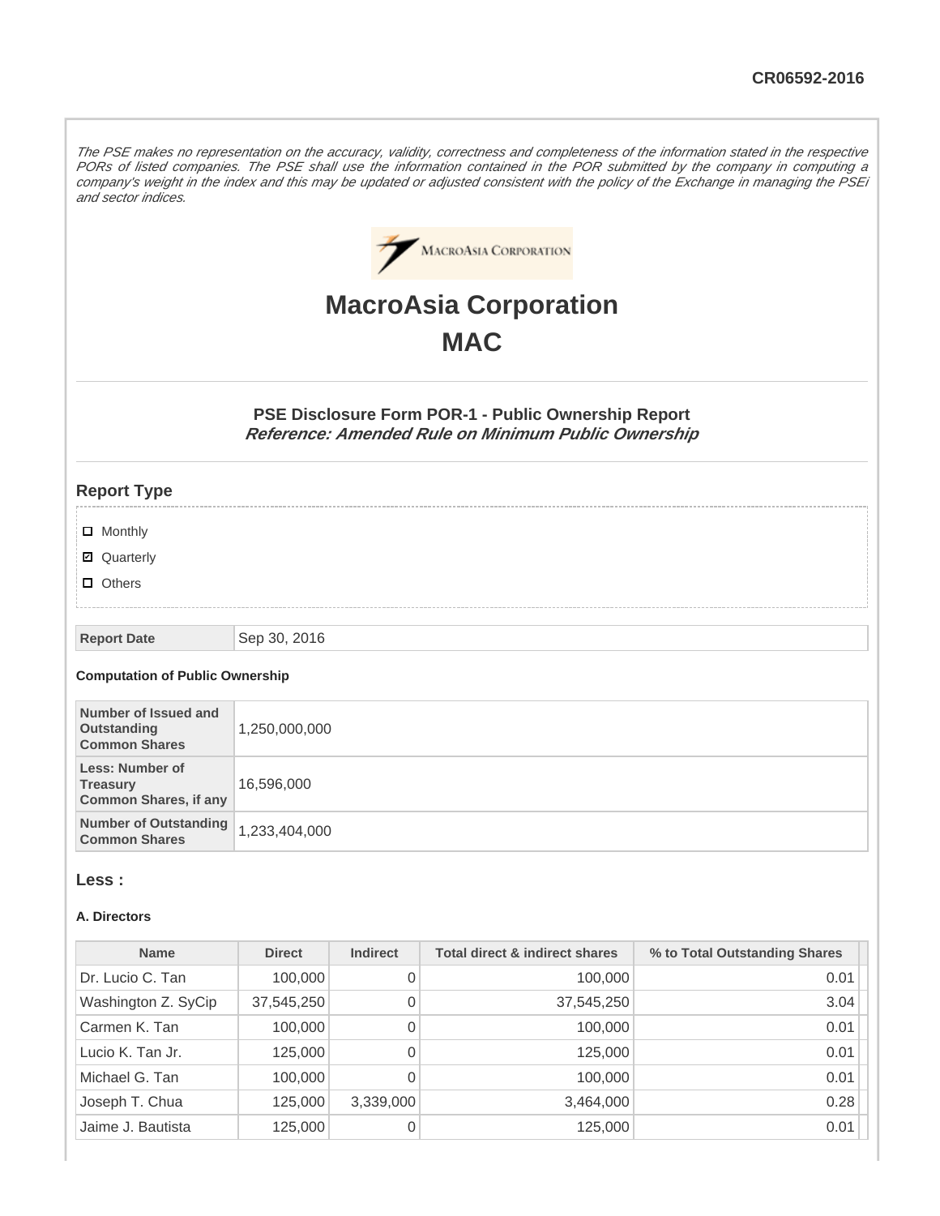CR06592-2016

*The PSE makes no representation on the accuracy, validity, correctness and completeness of the information stated in the respective PORs of listed companies. The PSE shall use the information contained in the POR submitted by the company in computing a company's weight in the index and this may be updated or adjusted consistent with the policy of the Exchange in managing the PSEi and sector indices.*

# MacroAsia Corporation

# MAC

### PSE Disclosure Form POR-1 - Public Ownership Report

***Reference: Amended Rule on Minimum Public Ownership***

## Report Type

- [ ] Monthly
- [x] Quarterly
- [ ] Others

| Report Date | Sep 30, 2016 |
|---|---|

**Computation of Public Ownership**

| | |
|---|---|
| Number of Issued and Outstanding Common Shares | 1,250,000,000 |
| Less: Number of Treasury Common Shares, if any | 16,596,000 |
| Number of Outstanding Common Shares | 1,233,404,000 |

## Less :

**A. Directors**

| Name | Direct | Indirect | Total direct & indirect shares | % to Total Outstanding Shares |
|---|---|---|---|---|
| Dr. Lucio C. Tan | 100,000 | 0 | 100,000 | 0.01 |
| Washington Z. SyCip | 37,545,250 | 0 | 37,545,250 | 3.04 |
| Carmen K. Tan | 100,000 | 0 | 100,000 | 0.01 |
| Lucio K. Tan Jr. | 125,000 | 0 | 125,000 | 0.01 |
| Michael G. Tan | 100,000 | 0 | 100,000 | 0.01 |
| Joseph T. Chua | 125,000 | 3,339,000 | 3,464,000 | 0.28 |
| Jaime J. Bautista | 125,000 | 0 | 125,000 | 0.01 |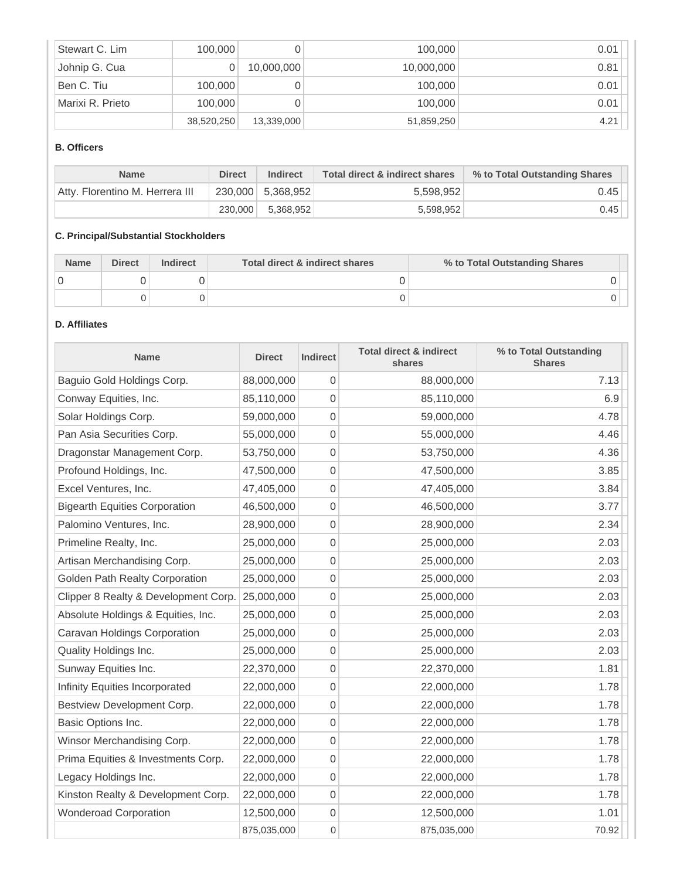| Stewart C. Lim | 100,000 | 0 | 100,000 | 0.01 |
|---|---|---|---|---|
| Johnip G. Cua | 0 | 10,000,000 | 10,000,000 | 0.81 |
| Ben C. Tiu | 100,000 | 0 | 100,000 | 0.01 |
| Marixi R. Prieto | 100,000 | 0 | 100,000 | 0.01 |
| | 38,520,250 | 13,339,000 | 51,859,250 | 4.21 |

**B. Officers**

| Name | Direct | Indirect | Total direct & indirect shares | % to Total Outstanding Shares |
|---|---|---|---|---|
| Atty. Florentino M. Herrera III | 230,000 | 5,368,952 | 5,598,952 | 0.45 |
| | 230,000 | 5,368,952 | 5,598,952 | 0.45 |

**C. Principal/Substantial Stockholders**

| Name | Direct | Indirect | Total direct & indirect shares | % to Total Outstanding Shares |
|---|---|---|---|---|
| 0 | 0 | 0 | 0 | 0 |
| | 0 | 0 | 0 | 0 |

**D. Affiliates**

| Name | Direct | Indirect | Total direct & indirect shares | % to Total Outstanding Shares |
|---|---|---|---|---|
| Baguio Gold Holdings Corp. | 88,000,000 | 0 | 88,000,000 | 7.13 |
| Conway Equities, Inc. | 85,110,000 | 0 | 85,110,000 | 6.9 |
| Solar Holdings Corp. | 59,000,000 | 0 | 59,000,000 | 4.78 |
| Pan Asia Securities Corp. | 55,000,000 | 0 | 55,000,000 | 4.46 |
| Dragonstar Management Corp. | 53,750,000 | 0 | 53,750,000 | 4.36 |
| Profound Holdings, Inc. | 47,500,000 | 0 | 47,500,000 | 3.85 |
| Excel Ventures, Inc. | 47,405,000 | 0 | 47,405,000 | 3.84 |
| Bigearth Equities Corporation | 46,500,000 | 0 | 46,500,000 | 3.77 |
| Palomino Ventures, Inc. | 28,900,000 | 0 | 28,900,000 | 2.34 |
| Primeline Realty, Inc. | 25,000,000 | 0 | 25,000,000 | 2.03 |
| Artisan Merchandising Corp. | 25,000,000 | 0 | 25,000,000 | 2.03 |
| Golden Path Realty Corporation | 25,000,000 | 0 | 25,000,000 | 2.03 |
| Clipper 8 Realty & Development Corp. | 25,000,000 | 0 | 25,000,000 | 2.03 |
| Absolute Holdings & Equities, Inc. | 25,000,000 | 0 | 25,000,000 | 2.03 |
| Caravan Holdings Corporation | 25,000,000 | 0 | 25,000,000 | 2.03 |
| Quality Holdings Inc. | 25,000,000 | 0 | 25,000,000 | 2.03 |
| Sunway Equities Inc. | 22,370,000 | 0 | 22,370,000 | 1.81 |
| Infinity Equities Incorporated | 22,000,000 | 0 | 22,000,000 | 1.78 |
| Bestview Development Corp. | 22,000,000 | 0 | 22,000,000 | 1.78 |
| Basic Options Inc. | 22,000,000 | 0 | 22,000,000 | 1.78 |
| Winsor Merchandising Corp. | 22,000,000 | 0 | 22,000,000 | 1.78 |
| Prima Equities & Investments Corp. | 22,000,000 | 0 | 22,000,000 | 1.78 |
| Legacy Holdings Inc. | 22,000,000 | 0 | 22,000,000 | 1.78 |
| Kinston Realty & Development Corp. | 22,000,000 | 0 | 22,000,000 | 1.78 |
| Wonderoad Corporation | 12,500,000 | 0 | 12,500,000 | 1.01 |
| | 875,035,000 | 0 | 875,035,000 | 70.92 |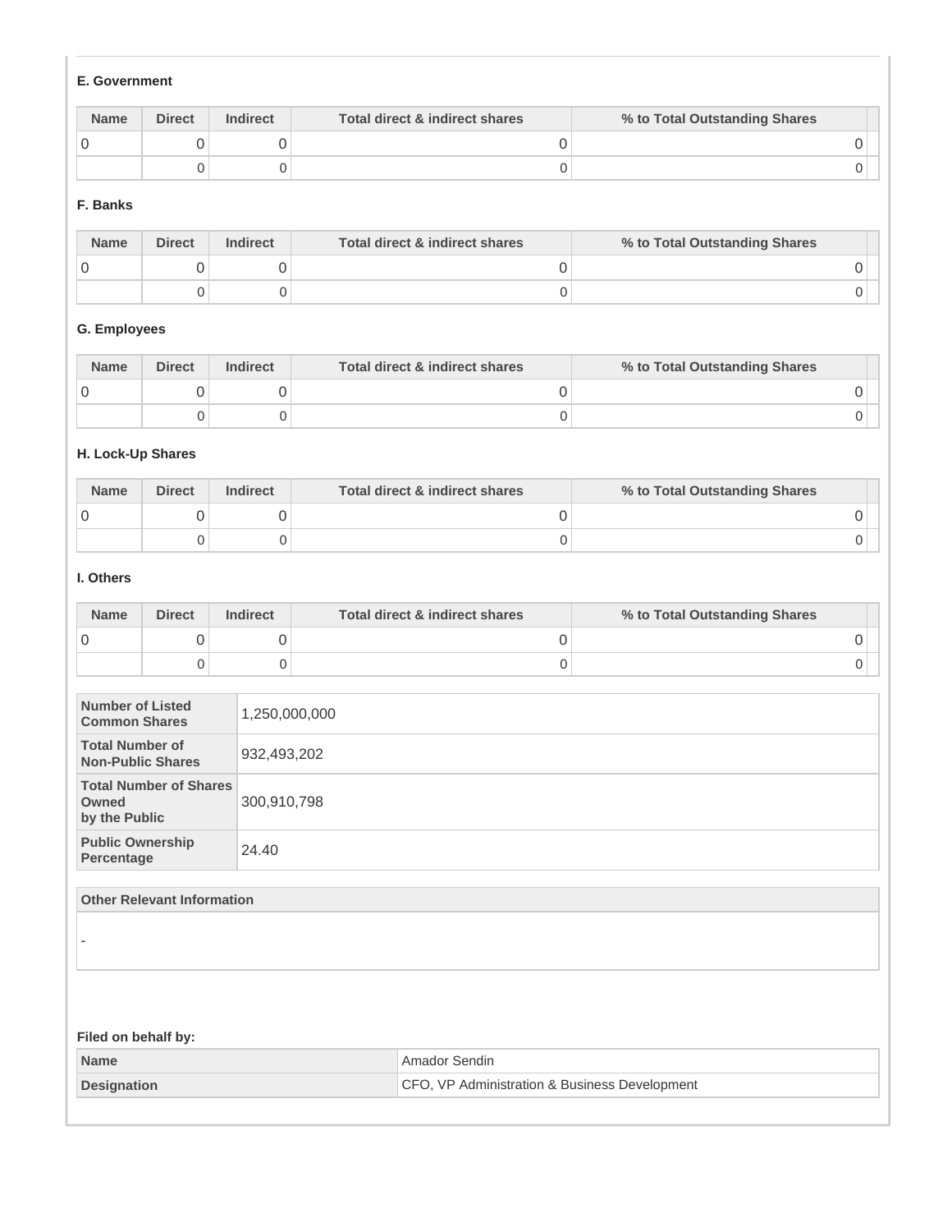#### E. Government

| Name | Direct | Indirect | Total direct & indirect shares | % to Total Outstanding Shares |
|---|---|---|---|---|
| 0 | 0 | 0 | 0 | 0 |
| | 0 | 0 | 0 | 0 |

#### F. Banks

| Name | Direct | Indirect | Total direct & indirect shares | % to Total Outstanding Shares |
|---|---|---|---|---|
| 0 | 0 | 0 | 0 | 0 |
| | 0 | 0 | 0 | 0 |

#### G. Employees

| Name | Direct | Indirect | Total direct & indirect shares | % to Total Outstanding Shares |
|---|---|---|---|---|
| 0 | 0 | 0 | 0 | 0 |
| | 0 | 0 | 0 | 0 |

#### H. Lock-Up Shares

| Name | Direct | Indirect | Total direct & indirect shares | % to Total Outstanding Shares |
|---|---|---|---|---|
| 0 | 0 | 0 | 0 | 0 |
| | 0 | 0 | 0 | 0 |

#### I. Others

| Name | Direct | Indirect | Total direct & indirect shares | % to Total Outstanding Shares |
|---|---|---|---|---|
| 0 | 0 | 0 | 0 | 0 |
| | 0 | 0 | 0 | 0 |

| | |
|---|---|
| **Number of Listed Common Shares** | 1,250,000,000 |
| **Total Number of Non-Public Shares** | 932,493,202 |
| **Total Number of Shares Owned by the Public** | 300,910,798 |
| **Public Ownership Percentage** | 24.40 |

| Other Relevant Information |
|---|
| - |

**Filed on behalf by:**

| | |
|---|---|
| **Name** | Amador Sendin |
| **Designation** | CFO, VP Administration & Business Development |